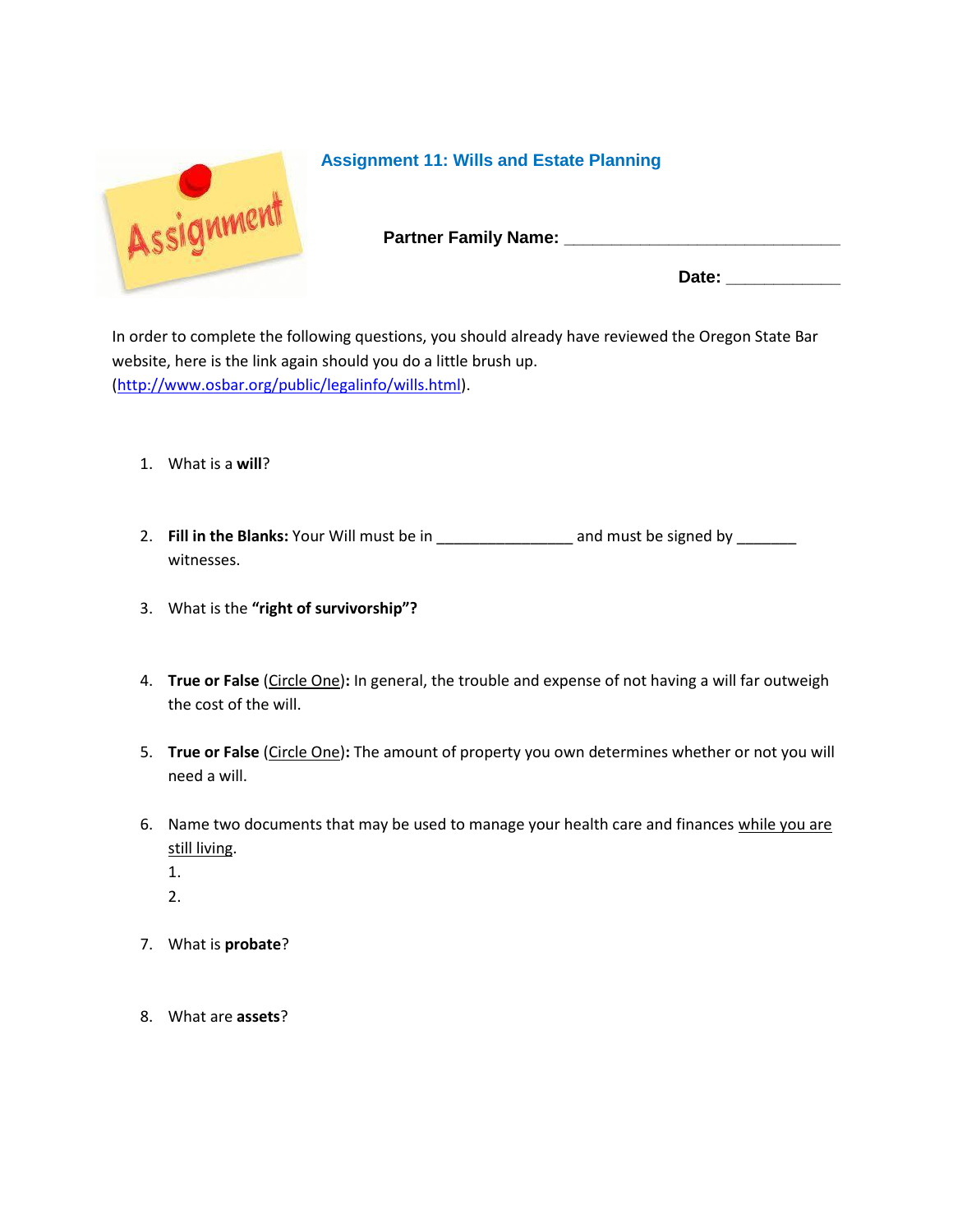## Assignment 11: Wills and Estate Planning

**Partner Family Name:** ______________________________

**Date:** ____________

In order to complete the following questions, you should already have reviewed the Oregon State Bar website, here is the link again should you do a little brush up. (http://www.osbar.org/public/legalinfo/wills.html).

1. What is a **will**?

2. **Fill in the Blanks:** Your Will must be in ________________ and must be signed by _______ witnesses.

3. What is the **"right of survivorship"?**

4. **True or False** (Circle One)**:** In general, the trouble and expense of not having a will far outweigh the cost of the will.

5. **True or False** (Circle One)**:** The amount of property you own determines whether or not you will need a will.

6. Name two documents that may be used to manage your health care and finances while you are still living.
   1.
   2.

7. What is **probate**?

8. What are **assets**?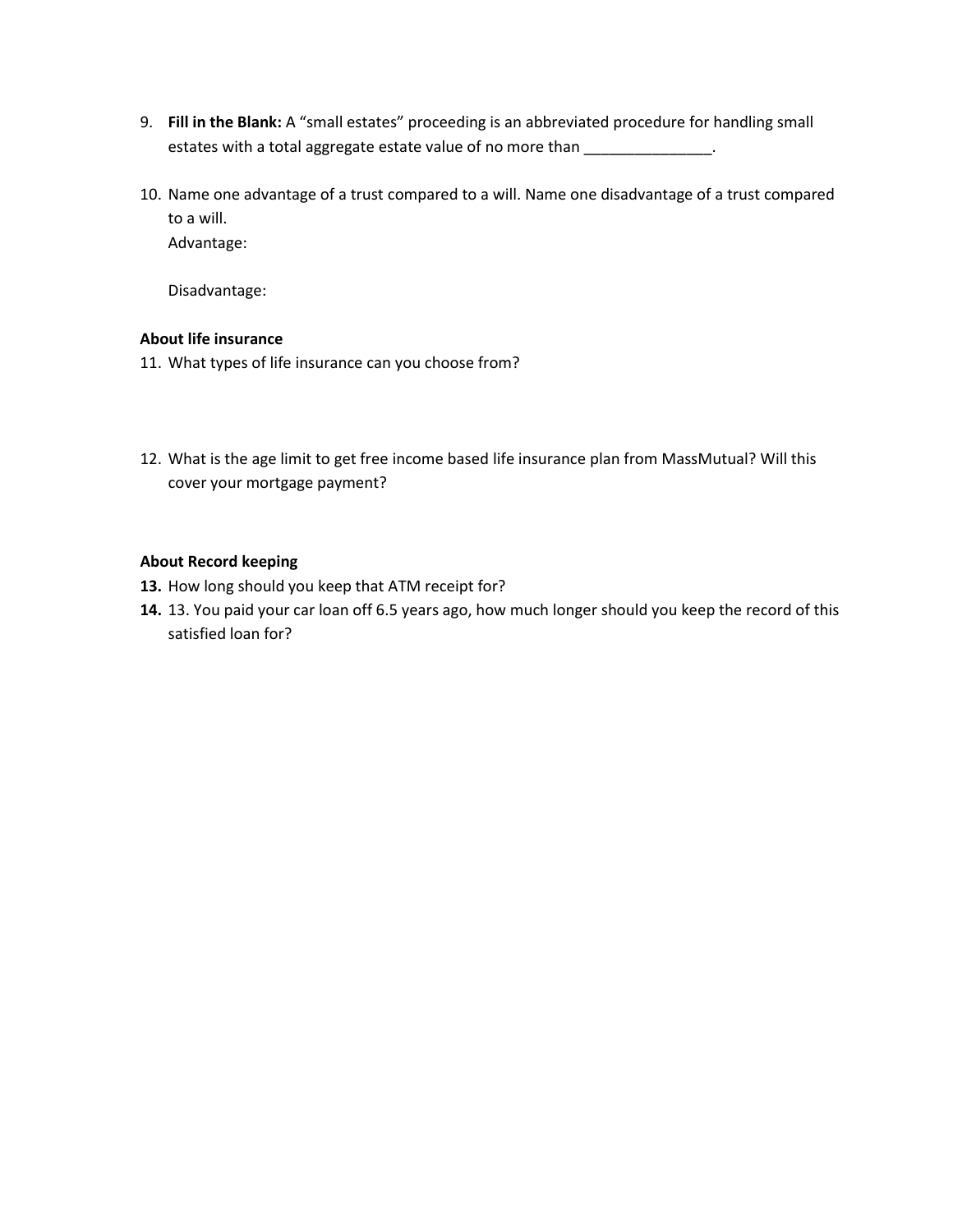9. **Fill in the Blank:** A "small estates" proceeding is an abbreviated procedure for handling small estates with a total aggregate estate value of no more than _______________.

10. Name one advantage of a trust compared to a will. Name one disadvantage of a trust compared to a will.

    Advantage:

    Disadvantage:

**About life insurance**

11. What types of life insurance can you choose from?

12. What is the age limit to get free income based life insurance plan from MassMutual? Will this cover your mortgage payment?

**About Record keeping**

**13.** How long should you keep that ATM receipt for?

**14.** 13. You paid your car loan off 6.5 years ago, how much longer should you keep the record of this satisfied loan for?